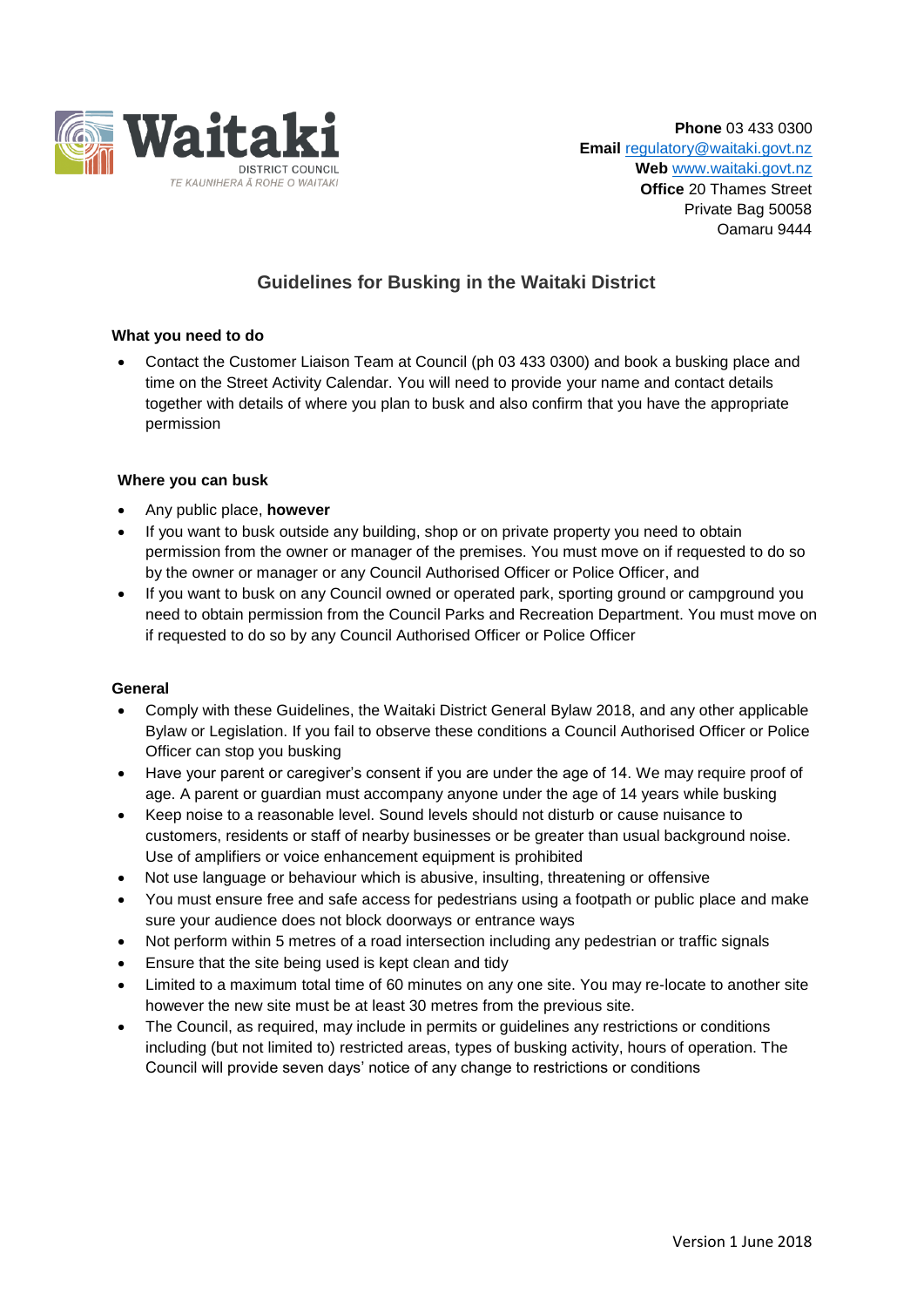Waitaki

DISTRICT COUNCIL

TE KAUNIHERA Ā ROHE O WAITAKI

**Phone** 03 433 0300
**Email** regulatory@waitaki.govt.nz
**Web** www.waitaki.govt.nz
**Office** 20 Thames Street
Private Bag 50058
Oamaru 9444

# Guidelines for Busking in the Waitaki District

### What you need to do

- Contact the Customer Liaison Team at Council (ph 03 433 0300) and book a busking place and time on the Street Activity Calendar. You will need to provide your name and contact details together with details of where you plan to busk and also confirm that you have the appropriate permission

### Where you can busk

- Any public place, **however**
- If you want to busk outside any building, shop or on private property you need to obtain permission from the owner or manager of the premises. You must move on if requested to do so by the owner or manager or any Council Authorised Officer or Police Officer, and
- If you want to busk on any Council owned or operated park, sporting ground or campground you need to obtain permission from the Council Parks and Recreation Department. You must move on if requested to do so by any Council Authorised Officer or Police Officer

### General

- Comply with these Guidelines, the Waitaki District General Bylaw 2018, and any other applicable Bylaw or Legislation. If you fail to observe these conditions a Council Authorised Officer or Police Officer can stop you busking
- Have your parent or caregiver's consent if you are under the age of 14. We may require proof of age. A parent or guardian must accompany anyone under the age of 14 years while busking
- Keep noise to a reasonable level. Sound levels should not disturb or cause nuisance to customers, residents or staff of nearby businesses or be greater than usual background noise. Use of amplifiers or voice enhancement equipment is prohibited
- Not use language or behaviour which is abusive, insulting, threatening or offensive
- You must ensure free and safe access for pedestrians using a footpath or public place and make sure your audience does not block doorways or entrance ways
- Not perform within 5 metres of a road intersection including any pedestrian or traffic signals
- Ensure that the site being used is kept clean and tidy
- Limited to a maximum total time of 60 minutes on any one site. You may re-locate to another site however the new site must be at least 30 metres from the previous site.
- The Council, as required, may include in permits or guidelines any restrictions or conditions including (but not limited to) restricted areas, types of busking activity, hours of operation. The Council will provide seven days' notice of any change to restrictions or conditions

Version 1 June 2018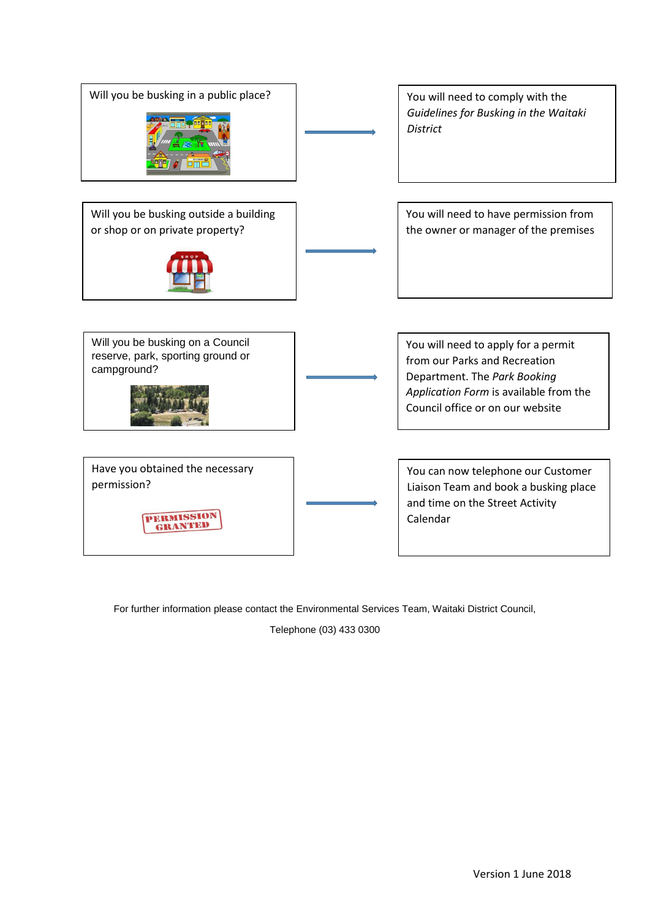Will you be busking in a public place? → You will need to comply with the *Guidelines for Busking in the Waitaki District*

Will you be busking outside a building or shop or on private property? → You will need to have permission from the owner or manager of the premises

Will you be busking on a Council reserve, park, sporting ground or campground? → You will need to apply for a permit from our Parks and Recreation Department. The *Park Booking Application Form* is available from the Council office or on our website

Have you obtained the necessary permission? → You can now telephone our Customer Liaison Team and book a busking place and time on the Street Activity Calendar

For further information please contact the Environmental Services Team, Waitaki District Council,

Telephone (03) 433 0300

Version 1 June 2018